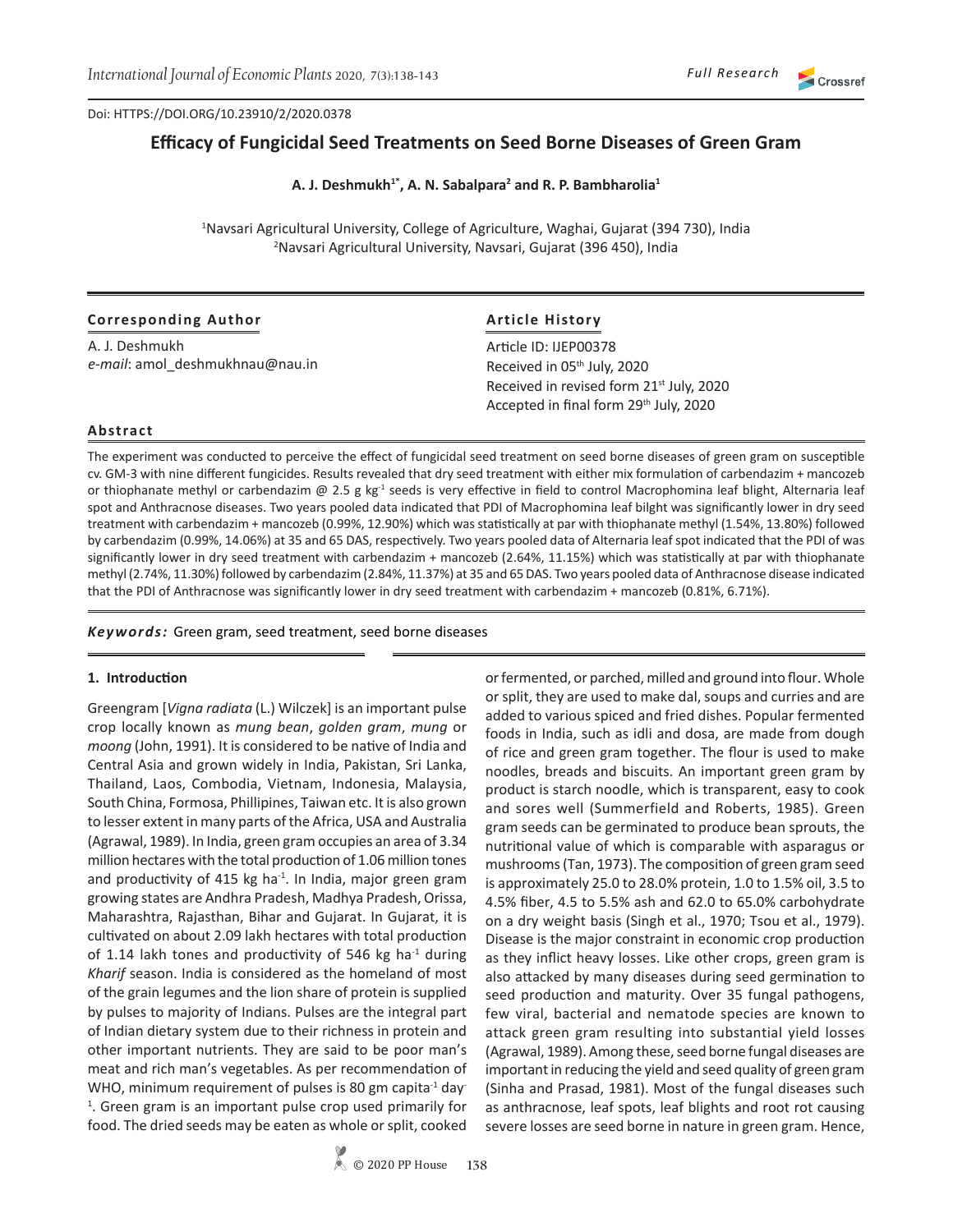Doi: HTTPS://DOI.ORG/10.23910/2/2020.0378

# Efficacy of Fungicidal Seed Treatments on Seed Borne Diseases of Green Gram

**A. J. Deshmukh[1*], A. N. Sabalpara[2] and R. P. Bambharolia[1]**

[1]Navsari Agricultural University, College of Agriculture, Waghai, Gujarat (394 730), India
[2]Navsari Agricultural University, Navsari, Gujarat (396 450), India

**Corresponding Author**

A. J. Deshmukh
*e-mail*: amol_deshmukhnau@nau.in

**Article History**

Article ID: IJEP00378
Received in 05th July, 2020
Received in revised form 21st July, 2020
Accepted in final form 29th July, 2020

**Abstract**

The experiment was conducted to perceive the effect of fungicidal seed treatment on seed borne diseases of green gram on susceptible cv. GM-3 with nine different fungicides. Results revealed that dry seed treatment with either mix formulation of carbendazim + mancozeb or thiophanate methyl or carbendazim @ 2.5 g kg$^{-1}$ seeds is very effective in field to control Macrophomina leaf blight, Alternaria leaf spot and Anthracnose diseases. Two years pooled data indicated that PDI of Macrophomina leaf bilght was significantly lower in dry seed treatment with carbendazim + mancozeb (0.99%, 12.90%) which was statistically at par with thiophanate methyl (1.54%, 13.80%) followed by carbendazim (0.99%, 14.06%) at 35 and 65 DAS, respectively. Two years pooled data of Alternaria leaf spot indicated that the PDI of was significantly lower in dry seed treatment with carbendazim + mancozeb (2.64%, 11.15%) which was statistically at par with thiophanate methyl (2.74%, 11.30%) followed by carbendazim (2.84%, 11.37%) at 35 and 65 DAS. Two years pooled data of Anthracnose disease indicated that the PDI of Anthracnose was significantly lower in dry seed treatment with carbendazim + mancozeb (0.81%, 6.71%).

***Keywords:*** Green gram, seed treatment, seed borne diseases

## 1. Introduction

Greengram [*Vigna radiata* (L.) Wilczek] is an important pulse crop locally known as *mung bean*, *golden gram*, *mung* or *moong* (John, 1991). It is considered to be native of India and Central Asia and grown widely in India, Pakistan, Sri Lanka, Thailand, Laos, Combodia, Vietnam, Indonesia, Malaysia, South China, Formosa, Phillipines, Taiwan etc. It is also grown to lesser extent in many parts of the Africa, USA and Australia (Agrawal, 1989). In India, green gram occupies an area of 3.34 million hectares with the total production of 1.06 million tones and productivity of 415 kg ha$^{-1}$. In India, major green gram growing states are Andhra Pradesh, Madhya Pradesh, Orissa, Maharashtra, Rajasthan, Bihar and Gujarat. In Gujarat, it is cultivated on about 2.09 lakh hectares with total production of 1.14 lakh tones and productivity of 546 kg ha$^{-1}$ during *Kharif* season. India is considered as the homeland of most of the grain legumes and the lion share of protein is supplied by pulses to majority of Indians. Pulses are the integral part of Indian dietary system due to their richness in protein and other important nutrients. They are said to be poor man's meat and rich man's vegetables. As per recommendation of WHO, minimum requirement of pulses is 80 gm capita$^{-1}$ day$^{-1}$. Green gram is an important pulse crop used primarily for food. The dried seeds may be eaten as whole or split, cooked or fermented, or parched, milled and ground into flour. Whole or split, they are used to make dal, soups and curries and are added to various spiced and fried dishes. Popular fermented foods in India, such as idli and dosa, are made from dough of rice and green gram together. The flour is used to make noodles, breads and biscuits. An important green gram by product is starch noodle, which is transparent, easy to cook and sores well (Summerfield and Roberts, 1985). Green gram seeds can be germinated to produce bean sprouts, the nutritional value of which is comparable with asparagus or mushrooms (Tan, 1973). The composition of green gram seed is approximately 25.0 to 28.0% protein, 1.0 to 1.5% oil, 3.5 to 4.5% fiber, 4.5 to 5.5% ash and 62.0 to 65.0% carbohydrate on a dry weight basis (Singh et al., 1970; Tsou et al., 1979). Disease is the major constraint in economic crop production as they inflict heavy losses. Like other crops, green gram is also attacked by many diseases during seed germination to seed production and maturity. Over 35 fungal pathogens, few viral, bacterial and nematode species are known to attack green gram resulting into substantial yield losses (Agrawal, 1989). Among these, seed borne fungal diseases are important in reducing the yield and seed quality of green gram (Sinha and Prasad, 1981). Most of the fungal diseases such as anthracnose, leaf spots, leaf blights and root rot causing severe losses are seed borne in nature in green gram. Hence,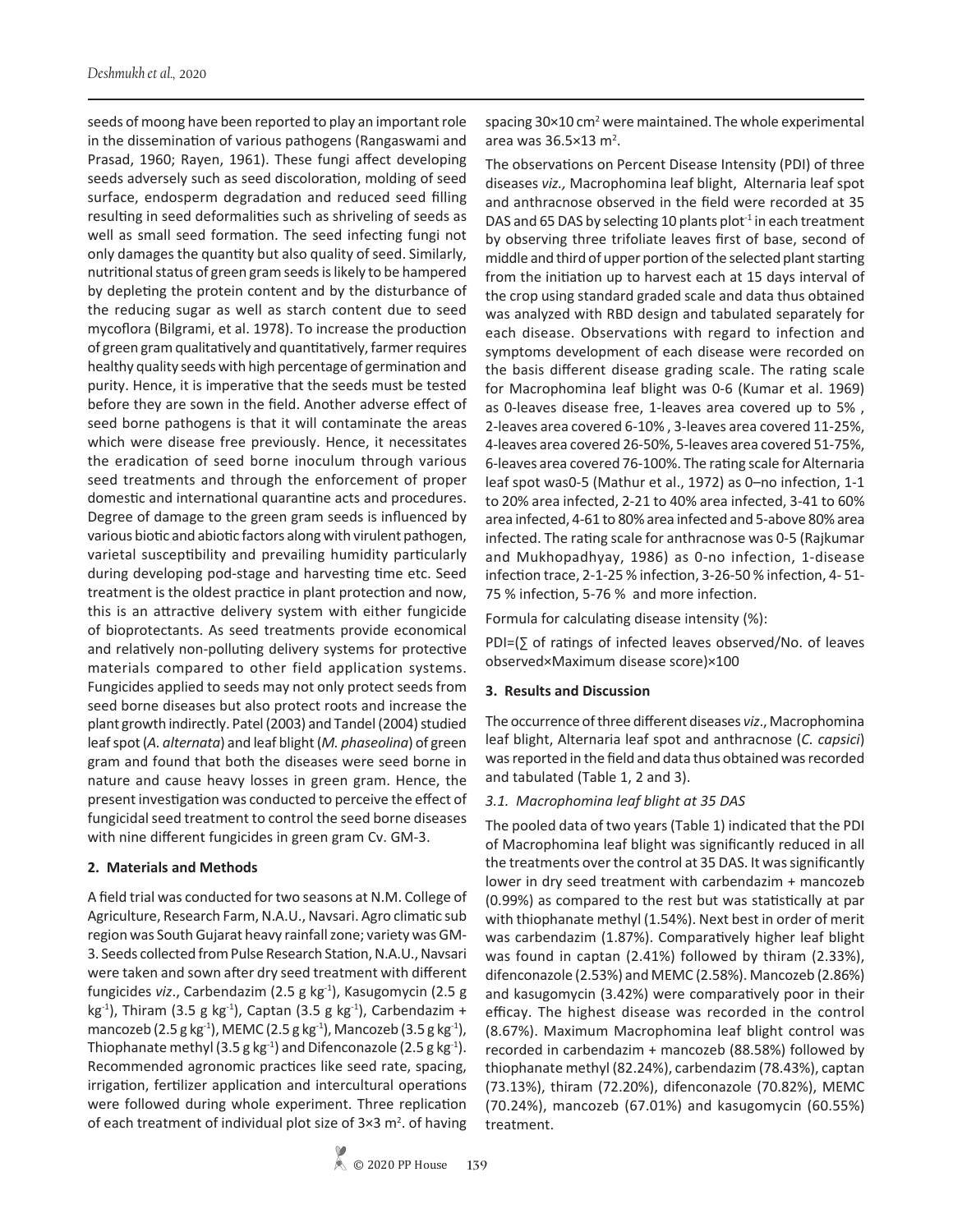seeds of moong have been reported to play an important role in the dissemination of various pathogens (Rangaswami and Prasad, 1960; Rayen, 1961). These fungi affect developing seeds adversely such as seed discoloration, molding of seed surface, endosperm degradation and reduced seed filling resulting in seed deformalities such as shriveling of seeds as well as small seed formation. The seed infecting fungi not only damages the quantity but also quality of seed. Similarly, nutritional status of green gram seeds is likely to be hampered by depleting the protein content and by the disturbance of the reducing sugar as well as starch content due to seed mycoflora (Bilgrami, et al. 1978). To increase the production of green gram qualitatively and quantitatively, farmer requires healthy quality seeds with high percentage of germination and purity. Hence, it is imperative that the seeds must be tested before they are sown in the field. Another adverse effect of seed borne pathogens is that it will contaminate the areas which were disease free previously. Hence, it necessitates the eradication of seed borne inoculum through various seed treatments and through the enforcement of proper domestic and international quarantine acts and procedures. Degree of damage to the green gram seeds is influenced by various biotic and abiotic factors along with virulent pathogen, varietal susceptibility and prevailing humidity particularly during developing pod-stage and harvesting time etc. Seed treatment is the oldest practice in plant protection and now, this is an attractive delivery system with either fungicide of bioprotectants. As seed treatments provide economical and relatively non-polluting delivery systems for protective materials compared to other field application systems. Fungicides applied to seeds may not only protect seeds from seed borne diseases but also protect roots and increase the plant growth indirectly. Patel (2003) and Tandel (2004) studied leaf spot (*A. alternata*) and leaf blight (*M. phaseolina*) of green gram and found that both the diseases were seed borne in nature and cause heavy losses in green gram. Hence, the present investigation was conducted to perceive the effect of fungicidal seed treatment to control the seed borne diseases with nine different fungicides in green gram Cv. GM-3.

## 2. Materials and Methods

A field trial was conducted for two seasons at N.M. College of Agriculture, Research Farm, N.A.U., Navsari. Agro climatic sub region was South Gujarat heavy rainfall zone; variety was GM-3. Seeds collected from Pulse Research Station, N.A.U., Navsari were taken and sown after dry seed treatment with different fungicides *viz*., Carbendazim (2.5 g $kg^{-1}$), Kasugomycin (2.5 g $kg^{-1}$), Thiram (3.5 g $kg^{-1}$), Captan (3.5 g $kg^{-1}$), Carbendazim + mancozeb (2.5 g $kg^{-1}$), MEMC (2.5 g $kg^{-1}$), Mancozeb (3.5 g $kg^{-1}$), Thiophanate methyl (3.5 g $kg^{-1}$) and Difenconazole (2.5 g $kg^{-1}$). Recommended agronomic practices like seed rate, spacing, irrigation, fertilizer application and intercultural operations were followed during whole experiment. Three replication of each treatment of individual plot size of 3×3 $m^2$. of having spacing 30×10 $cm^2$ were maintained. The whole experimental area was 36.5×13 $m^2$.

The observations on Percent Disease Intensity (PDI) of three diseases *viz.,* Macrophomina leaf blight, Alternaria leaf spot and anthracnose observed in the field were recorded at 35 DAS and 65 DAS by selecting 10 plants $plot^{-1}$ in each treatment by observing three trifoliate leaves first of base, second of middle and third of upper portion of the selected plant starting from the initiation up to harvest each at 15 days interval of the crop using standard graded scale and data thus obtained was analyzed with RBD design and tabulated separately for each disease. Observations with regard to infection and symptoms development of each disease were recorded on the basis different disease grading scale. The rating scale for Macrophomina leaf blight was 0-6 (Kumar et al. 1969) as 0-leaves disease free, 1-leaves area covered up to 5% , 2-leaves area covered 6-10% , 3-leaves area covered 11-25%, 4-leaves area covered 26-50%, 5-leaves area covered 51-75%, 6-leaves area covered 76-100%. The rating scale for Alternaria leaf spot was0-5 (Mathur et al., 1972) as 0–no infection, 1-1 to 20% area infected, 2-21 to 40% area infected, 3-41 to 60% area infected, 4-61 to 80% area infected and 5-above 80% area infected. The rating scale for anthracnose was 0-5 (Rajkumar and Mukhopadhyay, 1986) as 0-no infection, 1-disease infection trace, 2-1-25 % infection, 3-26-50 % infection, 4- 51-75 % infection, 5-76 % and more infection.

Formula for calculating disease intensity (%):

PDI=(∑ of ratings of infected leaves observed/No. of leaves observed×Maximum disease score)×100

## 3. Results and Discussion

The occurrence of three different diseases *viz*., Macrophomina leaf blight, Alternaria leaf spot and anthracnose (*C. capsici*) was reported in the field and data thus obtained was recorded and tabulated (Table 1, 2 and 3).

### *3.1. Macrophomina leaf blight at 35 DAS*

The pooled data of two years (Table 1) indicated that the PDI of Macrophomina leaf blight was significantly reduced in all the treatments over the control at 35 DAS. It was significantly lower in dry seed treatment with carbendazim + mancozeb (0.99%) as compared to the rest but was statistically at par with thiophanate methyl (1.54%). Next best in order of merit was carbendazim (1.87%). Comparatively higher leaf blight was found in captan (2.41%) followed by thiram (2.33%), difenconazole (2.53%) and MEMC (2.58%). Mancozeb (2.86%) and kasugomycin (3.42%) were comparatively poor in their efficacy. The highest disease was recorded in the control (8.67%). Maximum Macrophomina leaf blight control was recorded in carbendazim + mancozeb (88.58%) followed by thiophanate methyl (82.24%), carbendazim (78.43%), captan (73.13%), thiram (72.20%), difenconazole (70.82%), MEMC (70.24%), mancozeb (67.01%) and kasugomycin (60.55%) treatment.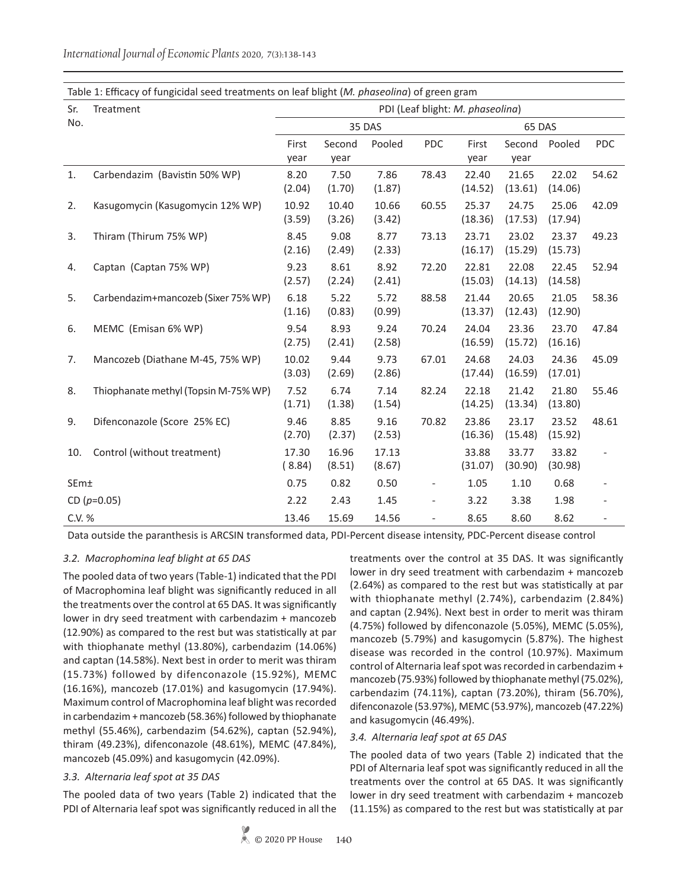Table 1: Efficacy of fungicidal seed treatments on leaf blight (*M. phaseolina*) of green gram

| Sr. No. | Treatment | PDI (Leaf blight: *M. phaseolina*) | | | | | | | |
|---|---|---|---|---|---|---|---|---|---|
| | | 35 DAS | | | | 65 DAS | | | |
| | | First year | Second year | Pooled | PDC | First year | Second year | Pooled | PDC |
| 1. | Carbendazim (Bavistin 50% WP) | 8.20 (2.04) | 7.50 (1.70) | 7.86 (1.87) | 78.43 | 22.40 (14.52) | 21.65 (13.61) | 22.02 (14.06) | 54.62 |
| 2. | Kasugomycin (Kasugomycin 12% WP) | 10.92 (3.59) | 10.40 (3.26) | 10.66 (3.42) | 60.55 | 25.37 (18.36) | 24.75 (17.53) | 25.06 (17.94) | 42.09 |
| 3. | Thiram (Thirum 75% WP) | 8.45 (2.16) | 9.08 (2.49) | 8.77 (2.33) | 73.13 | 23.71 (16.17) | 23.02 (15.29) | 23.37 (15.73) | 49.23 |
| 4. | Captan (Captan 75% WP) | 9.23 (2.57) | 8.61 (2.24) | 8.92 (2.41) | 72.20 | 22.81 (15.03) | 22.08 (14.13) | 22.45 (14.58) | 52.94 |
| 5. | Carbendazim+mancozeb (Sixer 75% WP) | 6.18 (1.16) | 5.22 (0.83) | 5.72 (0.99) | 88.58 | 21.44 (13.37) | 20.65 (12.43) | 21.05 (12.90) | 58.36 |
| 6. | MEMC (Emisan 6% WP) | 9.54 (2.75) | 8.93 (2.41) | 9.24 (2.58) | 70.24 | 24.04 (16.59) | 23.36 (15.72) | 23.70 (16.16) | 47.84 |
| 7. | Mancozeb (Diathane M-45, 75% WP) | 10.02 (3.03) | 9.44 (2.69) | 9.73 (2.86) | 67.01 | 24.68 (17.44) | 24.03 (16.59) | 24.36 (17.01) | 45.09 |
| 8. | Thiophanate methyl (Topsin M-75% WP) | 7.52 (1.71) | 6.74 (1.38) | 7.14 (1.54) | 82.24 | 22.18 (14.25) | 21.42 (13.34) | 21.80 (13.80) | 55.46 |
| 9. | Difenconazole (Score 25% EC) | 9.46 (2.70) | 8.85 (2.37) | 9.16 (2.53) | 70.82 | 23.86 (16.36) | 23.17 (15.48) | 23.52 (15.92) | 48.61 |
| 10. | Control (without treatment) | 17.30 (8.84) | 16.96 (8.51) | 17.13 (8.67) | | 33.88 (31.07) | 33.77 (30.90) | 33.82 (30.98) | - |
| SEm± | | 0.75 | 0.82 | 0.50 | - | 1.05 | 1.10 | 0.68 | - |
| CD ($p$=0.05) | | 2.22 | 2.43 | 1.45 | - | 3.22 | 3.38 | 1.98 | - |
| C.V. % | | 13.46 | 15.69 | 14.56 | - | 8.65 | 8.60 | 8.62 | - |

Data outside the paranthesis is ARCSIN transformed data, PDI-Percent disease intensity, PDC-Percent disease control

### *3.2. Macrophomina leaf blight at 65 DAS*

The pooled data of two years (Table-1) indicated that the PDI of Macrophomina leaf blight was significantly reduced in all the treatments over the control at 65 DAS. It was significantly lower in dry seed treatment with carbendazim + mancozeb (12.90%) as compared to the rest but was statistically at par with thiophanate methyl (13.80%), carbendazim (14.06%) and captan (14.58%). Next best in order to merit was thiram (15.73%) followed by difenconazole (15.92%), MEMC (16.16%), mancozeb (17.01%) and kasugomycin (17.94%). Maximum control of Macrophomina leaf blight was recorded in carbendazim + mancozeb (58.36%) followed by thiophanate methyl (55.46%), carbendazim (54.62%), captan (52.94%), thiram (49.23%), difenconazole (48.61%), MEMC (47.84%), mancozeb (45.09%) and kasugomycin (42.09%).

### *3.3. Alternaria leaf spot at 35 DAS*

The pooled data of two years (Table 2) indicated that the PDI of Alternaria leaf spot was significantly reduced in all the treatments over the control at 35 DAS. It was significantly lower in dry seed treatment with carbendazim + mancozeb (2.64%) as compared to the rest but was statistically at par with thiophanate methyl (2.74%), carbendazim (2.84%) and captan (2.94%). Next best in order to merit was thiram (4.75%) followed by difenconazole (5.05%), MEMC (5.05%), mancozeb (5.79%) and kasugomycin (5.87%). The highest disease was recorded in the control (10.97%). Maximum control of Alternaria leaf spot was recorded in carbendazim + mancozeb (75.93%) followed by thiophanate methyl (75.02%), carbendazim (74.11%), captan (73.20%), thiram (56.70%), difenconazole (53.97%), MEMC (53.97%), mancozeb (47.22%) and kasugomycin (46.49%).

### *3.4. Alternaria leaf spot at 65 DAS*

The pooled data of two years (Table 2) indicated that the PDI of Alternaria leaf spot was significantly reduced in all the treatments over the control at 65 DAS. It was significantly lower in dry seed treatment with carbendazim + mancozeb (11.15%) as compared to the rest but was statistically at par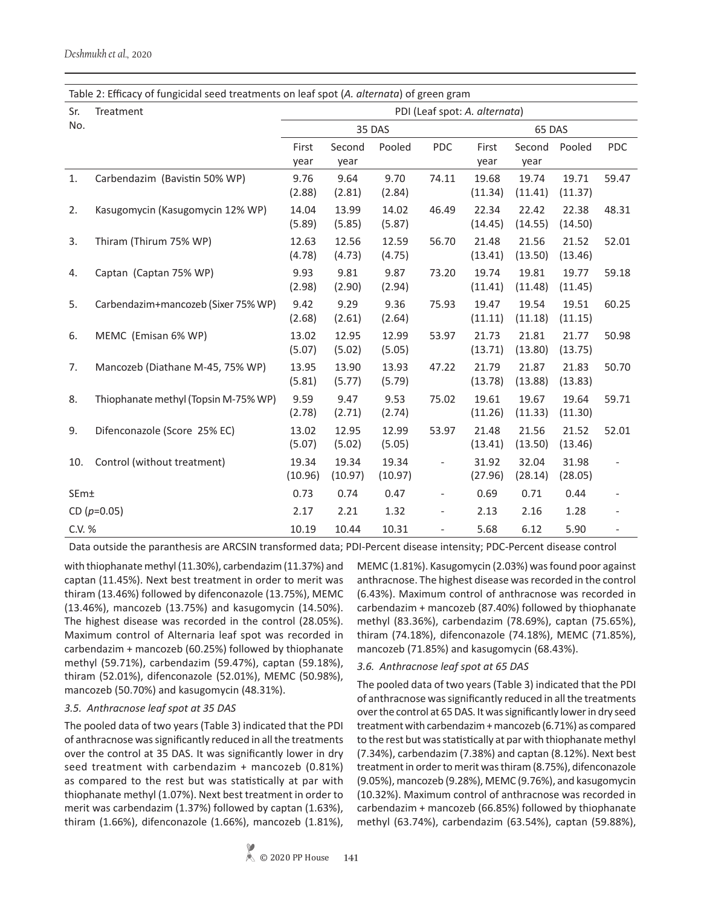Table 2: Efficacy of fungicidal seed treatments on leaf spot (*A. alternata*) of green gram

| Sr. No. | Treatment | PDI (Leaf spot: *A. alternata*) | | | | | | | |
|---|---|---|---|---|---|---|---|---|---|
| | | 35 DAS | | | | 65 DAS | | | |
| | | First year | Second year | Pooled | PDC | First year | Second year | Pooled | PDC |
| 1. | Carbendazim (Bavistin 50% WP) | 9.76 (2.88) | 9.64 (2.81) | 9.70 (2.84) | 74.11 | 19.68 (11.34) | 19.74 (11.41) | 19.71 (11.37) | 59.47 |
| 2. | Kasugomycin (Kasugomycin 12% WP) | 14.04 (5.89) | 13.99 (5.85) | 14.02 (5.87) | 46.49 | 22.34 (14.45) | 22.42 (14.55) | 22.38 (14.50) | 48.31 |
| 3. | Thiram (Thirum 75% WP) | 12.63 (4.78) | 12.56 (4.73) | 12.59 (4.75) | 56.70 | 21.48 (13.41) | 21.56 (13.50) | 21.52 (13.46) | 52.01 |
| 4. | Captan (Captan 75% WP) | 9.93 (2.98) | 9.81 (2.90) | 9.87 (2.94) | 73.20 | 19.74 (11.41) | 19.81 (11.48) | 19.77 (11.45) | 59.18 |
| 5. | Carbendazim+mancozeb (Sixer 75% WP) | 9.42 (2.68) | 9.29 (2.61) | 9.36 (2.64) | 75.93 | 19.47 (11.11) | 19.54 (11.18) | 19.51 (11.15) | 60.25 |
| 6. | MEMC (Emisan 6% WP) | 13.02 (5.07) | 12.95 (5.02) | 12.99 (5.05) | 53.97 | 21.73 (13.71) | 21.81 (13.80) | 21.77 (13.75) | 50.98 |
| 7. | Mancozeb (Diathane M-45, 75% WP) | 13.95 (5.81) | 13.90 (5.77) | 13.93 (5.79) | 47.22 | 21.79 (13.78) | 21.87 (13.88) | 21.83 (13.83) | 50.70 |
| 8. | Thiophanate methyl (Topsin M-75% WP) | 9.59 (2.78) | 9.47 (2.71) | 9.53 (2.74) | 75.02 | 19.61 (11.26) | 19.67 (11.33) | 19.64 (11.30) | 59.71 |
| 9. | Difenconazole (Score 25% EC) | 13.02 (5.07) | 12.95 (5.02) | 12.99 (5.05) | 53.97 | 21.48 (13.41) | 21.56 (13.50) | 21.52 (13.46) | 52.01 |
| 10. | Control (without treatment) | 19.34 (10.96) | 19.34 (10.97) | 19.34 (10.97) | - | 31.92 (27.96) | 32.04 (28.14) | 31.98 (28.05) | - |
| SEm± | | 0.73 | 0.74 | 0.47 | - | 0.69 | 0.71 | 0.44 | - |
| CD ($p$=0.05) | | 2.17 | 2.21 | 1.32 | - | 2.13 | 2.16 | 1.28 | - |
| C.V. % | | 10.19 | 10.44 | 10.31 | - | 5.68 | 6.12 | 5.90 | - |

Data outside the paranthesis are ARCSIN transformed data; PDI-Percent disease intensity; PDC-Percent disease control

with thiophanate methyl (11.30%), carbendazim (11.37%) and captan (11.45%). Next best treatment in order to merit was thiram (13.46%) followed by difenconazole (13.75%), MEMC (13.46%), mancozeb (13.75%) and kasugomycin (14.50%). The highest disease was recorded in the control (28.05%). Maximum control of Alternaria leaf spot was recorded in carbendazim + mancozeb (60.25%) followed by thiophanate methyl (59.71%), carbendazim (59.47%), captan (59.18%), thiram (52.01%), difenconazole (52.01%), MEMC (50.98%), mancozeb (50.70%) and kasugomycin (48.31%).

### 3.5. Anthracnose leaf spot at 35 DAS

The pooled data of two years (Table 3) indicated that the PDI of anthracnose was significantly reduced in all the treatments over the control at 35 DAS. It was significantly lower in dry seed treatment with carbendazim + mancozeb (0.81%) as compared to the rest but was statistically at par with thiophanate methyl (1.07%). Next best treatment in order to merit was carbendazim (1.37%) followed by captan (1.63%), thiram (1.66%), difenconazole (1.66%), mancozeb (1.81%), MEMC (1.81%). Kasugomycin (2.03%) was found poor against anthracnose. The highest disease was recorded in the control (6.43%). Maximum control of anthracnose was recorded in carbendazim + mancozeb (87.40%) followed by thiophanate methyl (83.36%), carbendazim (78.69%), captan (75.65%), thiram (74.18%), difenconazole (74.18%), MEMC (71.85%), mancozeb (71.85%) and kasugomycin (68.43%).

### 3.6. Anthracnose leaf spot at 65 DAS

The pooled data of two years (Table 3) indicated that the PDI of anthracnose was significantly reduced in all the treatments over the control at 65 DAS. It was significantly lower in dry seed treatment with carbendazim + mancozeb (6.71%) as compared to the rest but was statistically at par with thiophanate methyl (7.34%), carbendazim (7.38%) and captan (8.12%). Next best treatment in order to merit was thiram (8.75%), difenconazole (9.05%), mancozeb (9.28%), MEMC (9.76%), and kasugomycin (10.32%). Maximum control of anthracnose was recorded in carbendazim + mancozeb (66.85%) followed by thiophanate methyl (63.74%), carbendazim (63.54%), captan (59.88%),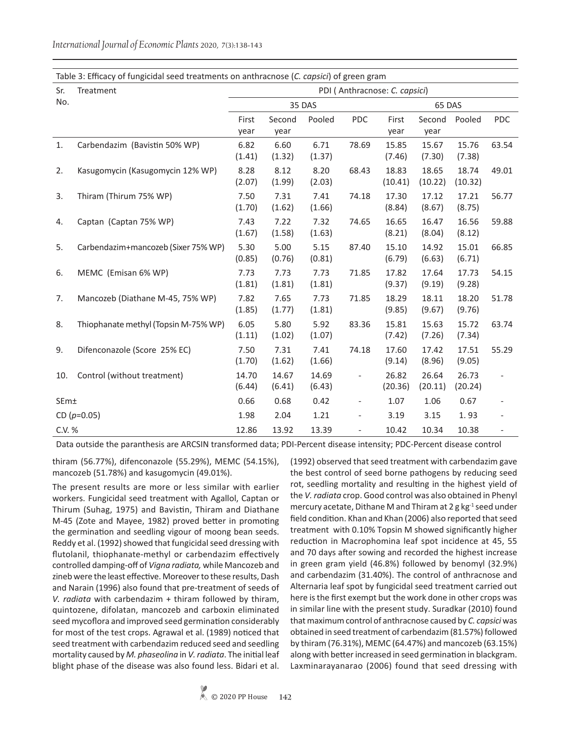Table 3: Efficacy of fungicidal seed treatments on anthracnose (*C. capsici*) of green gram

| Sr. No. | Treatment | PDI ( Anthracnose: *C. capsici*) | | | | | | | |
|---|---|---|---|---|---|---|---|---|---|
| | | 35 DAS | | | | 65 DAS | | | |
| | | First year | Second year | Pooled | PDC | First year | Second year | Pooled | PDC |
| 1. | Carbendazim (Bavistin 50% WP) | 6.82 (1.41) | 6.60 (1.32) | 6.71 (1.37) | 78.69 | 15.85 (7.46) | 15.67 (7.30) | 15.76 (7.38) | 63.54 |
| 2. | Kasugomycin (Kasugomycin 12% WP) | 8.28 (2.07) | 8.12 (1.99) | 8.20 (2.03) | 68.43 | 18.83 (10.41) | 18.65 (10.22) | 18.74 (10.32) | 49.01 |
| 3. | Thiram (Thirum 75% WP) | 7.50 (1.70) | 7.31 (1.62) | 7.41 (1.66) | 74.18 | 17.30 (8.84) | 17.12 (8.67) | 17.21 (8.75) | 56.77 |
| 4. | Captan (Captan 75% WP) | 7.43 (1.67) | 7.22 (1.58) | 7.32 (1.63) | 74.65 | 16.65 (8.21) | 16.47 (8.04) | 16.56 (8.12) | 59.88 |
| 5. | Carbendazim+mancozeb (Sixer 75% WP) | 5.30 (0.85) | 5.00 (0.76) | 5.15 (0.81) | 87.40 | 15.10 (6.79) | 14.92 (6.63) | 15.01 (6.71) | 66.85 |
| 6. | MEMC (Emisan 6% WP) | 7.73 (1.81) | 7.73 (1.81) | 7.73 (1.81) | 71.85 | 17.82 (9.37) | 17.64 (9.19) | 17.73 (9.28) | 54.15 |
| 7. | Mancozeb (Diathane M-45, 75% WP) | 7.82 (1.85) | 7.65 (1.77) | 7.73 (1.81) | 71.85 | 18.29 (9.85) | 18.11 (9.67) | 18.20 (9.76) | 51.78 |
| 8. | Thiophanate methyl (Topsin M-75% WP) | 6.05 (1.11) | 5.80 (1.02) | 5.92 (1.07) | 83.36 | 15.81 (7.42) | 15.63 (7.26) | 15.72 (7.34) | 63.74 |
| 9. | Difenconazole (Score 25% EC) | 7.50 (1.70) | 7.31 (1.62) | 7.41 (1.66) | 74.18 | 17.60 (9.14) | 17.42 (8.96) | 17.51 (9.05) | 55.29 |
| 10. | Control (without treatment) | 14.70 (6.44) | 14.67 (6.41) | 14.69 (6.43) | - | 26.82 (20.36) | 26.64 (20.11) | 26.73 (20.24) | - |
| SEm± | | 0.66 | 0.68 | 0.42 | - | 1.07 | 1.06 | 0.67 | - |
| CD ($p$=0.05) | | 1.98 | 2.04 | 1.21 | - | 3.19 | 3.15 | 1. 93 | - |
| C.V. % | | 12.86 | 13.92 | 13.39 | - | 10.42 | 10.34 | 10.38 | - |

Data outside the paranthesis are ARCSIN transformed data; PDI-Percent disease intensity; PDC-Percent disease control

thiram (56.77%), difenconazole (55.29%), MEMC (54.15%), mancozeb (51.78%) and kasugomycin (49.01%).

The present results are more or less similar with earlier workers. Fungicidal seed treatment with Agallol, Captan or Thirum (Suhag, 1975) and Bavistin, Thiram and Diathane M-45 (Zote and Mayee, 1982) proved better in promoting the germination and seedling vigour of moong bean seeds. Reddy et al. (1992) showed that fungicidal seed dressing with flutolanil, thiophanate-methyl or carbendazim effectively controlled damping-off of *Vigna radiata,* while Mancozeb and zineb were the least effective. Moreover to these results, Dash and Narain (1996) also found that pre-treatment of seeds of *V. radiata* with carbendazim + thiram followed by thiram, quintozene, difolatan, mancozeb and carboxin eliminated seed mycoflora and improved seed germination considerably for most of the test crops. Agrawal et al. (1989) noticed that seed treatment with carbendazim reduced seed and seedling mortality caused by *M. phaseolina* in *V. radiata*. The initial leaf blight phase of the disease was also found less. Bidari et al. (1992) observed that seed treatment with carbendazim gave the best control of seed borne pathogens by reducing seed rot, seedling mortality and resulting in the highest yield of the *V. radiata* crop. Good control was also obtained in Phenyl mercury acetate, Dithane M and Thiram at 2 g kg$^{-1}$ seed under field condition. Khan and Khan (2006) also reported that seed treatment with 0.10% Topsin M showed significantly higher reduction in Macrophomina leaf spot incidence at 45, 55 and 70 days after sowing and recorded the highest increase in green gram yield (46.8%) followed by benomyl (32.9%) and carbendazim (31.40%). The control of anthracnose and Alternaria leaf spot by fungicidal seed treatment carried out here is the first exempt but the work done in other crops was in similar line with the present study. Suradkar (2010) found that maximum control of anthracnose caused by *C. capsici* was obtained in seed treatment of carbendazim (81.57%) followed by thiram (76.31%), MEMC (64.47%) and mancozeb (63.15%) along with better increased in seed germination in blackgram. Laxminarayanarao (2006) found that seed dressing with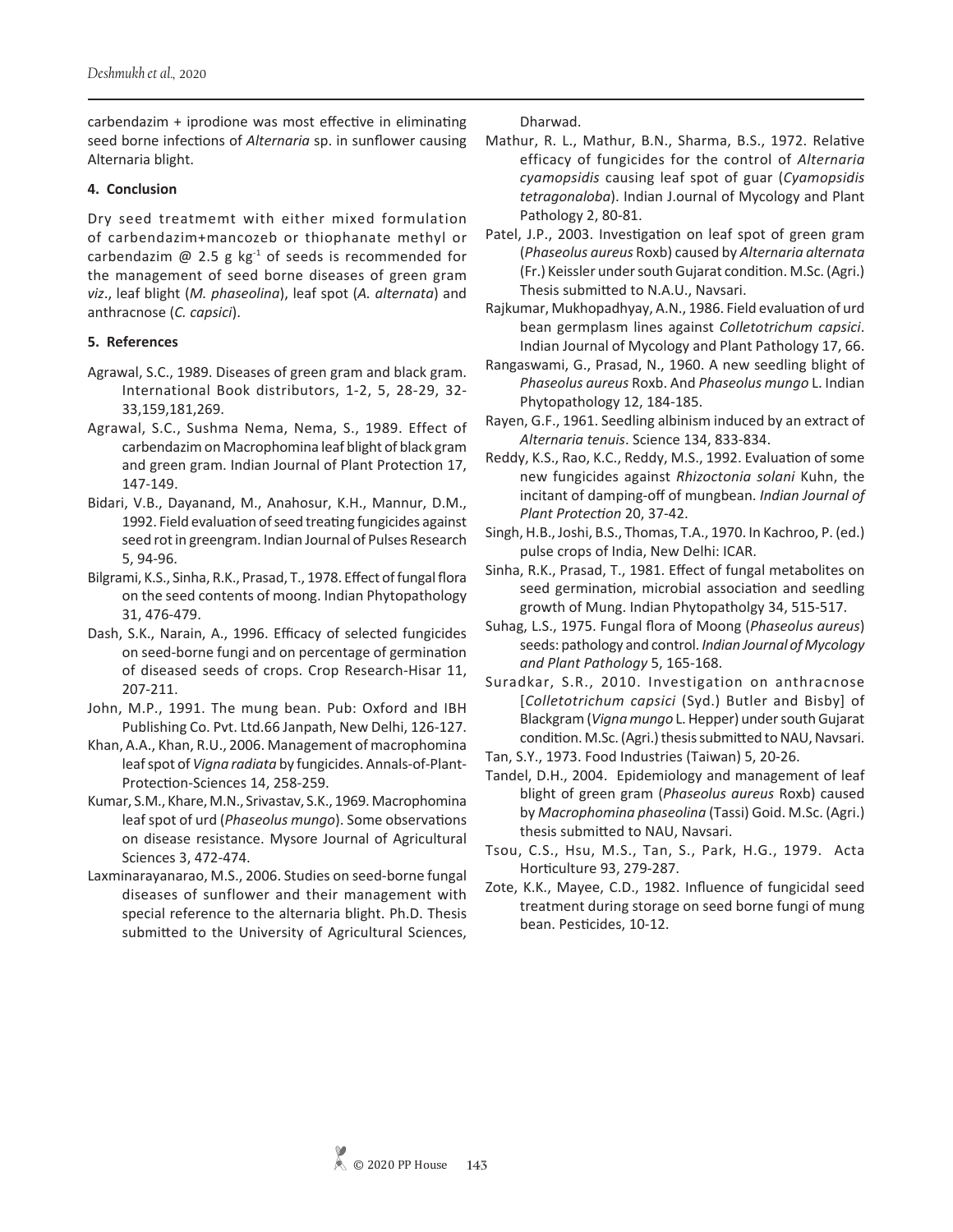carbendazim + iprodione was most effective in eliminating seed borne infections of *Alternaria* sp. in sunflower causing Alternaria blight.

## 4. Conclusion

Dry seed treatmemt with either mixed formulation of carbendazim+mancozeb or thiophanate methyl or carbendazim @ 2.5 g $kg^{-1}$ of seeds is recommended for the management of seed borne diseases of green gram *viz*., leaf blight (*M. phaseolina*), leaf spot (*A. alternata*) and anthracnose (*C. capsici*).

## 5. References

Agrawal, S.C., 1989. Diseases of green gram and black gram. International Book distributors, 1-2, 5, 28-29, 32-33,159,181,269.

Agrawal, S.C., Sushma Nema, Nema, S., 1989. Effect of carbendazim on Macrophomina leaf blight of black gram and green gram. Indian Journal of Plant Protection 17, 147-149.

Bidari, V.B., Dayanand, M., Anahosur, K.H., Mannur, D.M., 1992. Field evaluation of seed treating fungicides against seed rot in greengram. Indian Journal of Pulses Research 5, 94-96.

Bilgrami, K.S., Sinha, R.K., Prasad, T., 1978. Effect of fungal flora on the seed contents of moong. Indian Phytopathology 31, 476-479.

Dash, S.K., Narain, A., 1996. Efficacy of selected fungicides on seed-borne fungi and on percentage of germination of diseased seeds of crops. Crop Research-Hisar 11, 207-211.

John, M.P., 1991. The mung bean. Pub: Oxford and IBH Publishing Co. Pvt. Ltd.66 Janpath, New Delhi, 126-127.

Khan, A.A., Khan, R.U., 2006. Management of macrophomina leaf spot of *Vigna radiata* by fungicides. Annals-of-Plant-Protection-Sciences 14, 258-259.

Kumar, S.M., Khare, M.N., Srivastav, S.K., 1969. Macrophomina leaf spot of urd (*Phaseolus mungo*). Some observations on disease resistance. Mysore Journal of Agricultural Sciences 3, 472-474.

Laxminarayanarao, M.S., 2006. Studies on seed-borne fungal diseases of sunflower and their management with special reference to the alternaria blight. Ph.D. Thesis submitted to the University of Agricultural Sciences, Dharwad.

Mathur, R. L., Mathur, B.N., Sharma, B.S., 1972. Relative efficacy of fungicides for the control of *Alternaria cyamopsidis* causing leaf spot of guar (*Cyamopsidis tetragonaloba*). Indian J.ournal of Mycology and Plant Pathology 2, 80-81.

Patel, J.P., 2003. Investigation on leaf spot of green gram (*Phaseolus aureus* Roxb) caused by *Alternaria alternata* (Fr.) Keissler under south Gujarat condition. M.Sc. (Agri.) Thesis submitted to N.A.U., Navsari.

Rajkumar, Mukhopadhyay, A.N., 1986. Field evaluation of urd bean germplasm lines against *Colletotrichum capsici*. Indian Journal of Mycology and Plant Pathology 17, 66.

Rangaswami, G., Prasad, N., 1960. A new seedling blight of *Phaseolus aureus* Roxb. And *Phaseolus mungo* L. Indian Phytopathology 12, 184-185.

Rayen, G.F., 1961. Seedling albinism induced by an extract of *Alternaria tenuis*. Science 134, 833-834.

Reddy, K.S., Rao, K.C., Reddy, M.S., 1992. Evaluation of some new fungicides against *Rhizoctonia solani* Kuhn, the incitant of damping-off of mungbean. *Indian Journal of Plant Protection* 20, 37-42.

Singh, H.B., Joshi, B.S., Thomas, T.A., 1970. In Kachroo, P. (ed.) pulse crops of India, New Delhi: ICAR.

Sinha, R.K., Prasad, T., 1981. Effect of fungal metabolites on seed germination, microbial association and seedling growth of Mung. Indian Phytopatholgy 34, 515-517.

Suhag, L.S., 1975. Fungal flora of Moong (*Phaseolus aureus*) seeds: pathology and control. *Indian Journal of Mycology and Plant Pathology* 5, 165-168.

Suradkar, S.R., 2010. Investigation on anthracnose [*Colletotrichum capsici* (Syd.) Butler and Bisby] of Blackgram (*Vigna mungo* L. Hepper) under south Gujarat condition. M.Sc. (Agri.) thesis submitted to NAU, Navsari.

Tan, S.Y., 1973. Food Industries (Taiwan) 5, 20-26.

Tandel, D.H., 2004. Epidemiology and management of leaf blight of green gram (*Phaseolus aureus* Roxb) caused by *Macrophomina phaseolina* (Tassi) Goid. M.Sc. (Agri.) thesis submitted to NAU, Navsari.

Tsou, C.S., Hsu, M.S., Tan, S., Park, H.G., 1979. Acta Horticulture 93, 279-287.

Zote, K.K., Mayee, C.D., 1982. Influence of fungicidal seed treatment during storage on seed borne fungi of mung bean. Pesticides, 10-12.